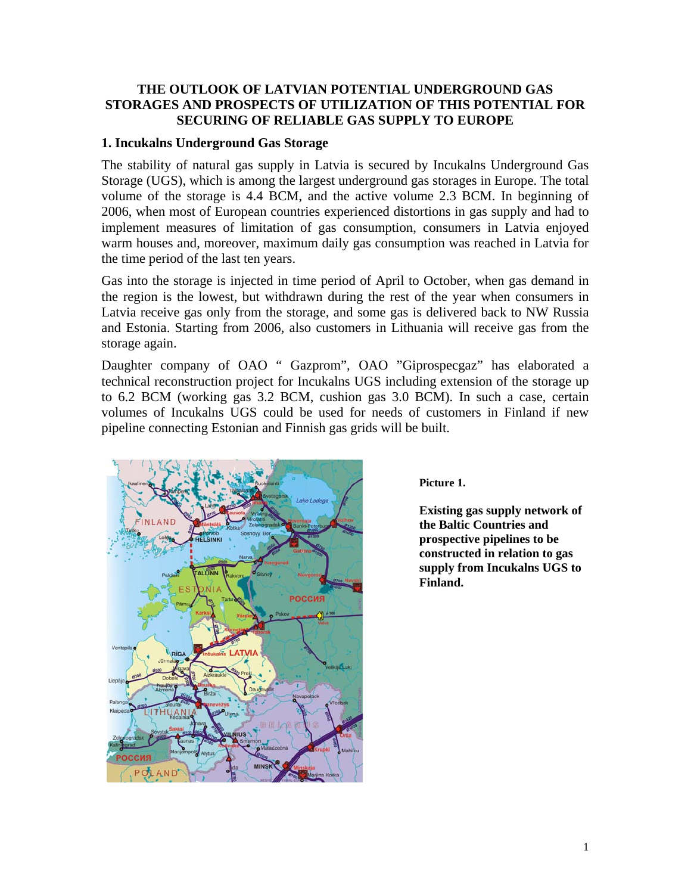# THE OUTLOOK OF LATVIAN POTENTIAL UNDERGROUND GAS STORAGES AND PROSPECTS OF UTILIZATION OF THIS POTENTIAL FOR SECURING OF RELIABLE GAS SUPPLY TO EUROPE

## 1. Incukalns Underground Gas Storage

The stability of natural gas supply in Latvia is secured by Incukalns Underground Gas Storage (UGS), which is among the largest underground gas storages in Europe. The total volume of the storage is 4.4 BCM, and the active volume 2.3 BCM. In beginning of 2006, when most of European countries experienced distortions in gas supply and had to implement measures of limitation of gas consumption, consumers in Latvia enjoyed warm houses and, moreover, maximum daily gas consumption was reached in Latvia for the time period of the last ten years.

Gas into the storage is injected in time period of April to October, when gas demand in the region is the lowest, but withdrawn during the rest of the year when consumers in Latvia receive gas only from the storage, and some gas is delivered back to NW Russia and Estonia. Starting from 2006, also customers in Lithuania will receive gas from the storage again.

Daughter company of OAO " Gazprom", OAO "Giprospecgaz" has elaborated a technical reconstruction project for Incukalns UGS including extension of the storage up to 6.2 BCM (working gas 3.2 BCM, cushion gas 3.0 BCM). In such a case, certain volumes of Incukalns UGS could be used for needs of customers in Finland if new pipeline connecting Estonian and Finnish gas grids will be built.

**Picture 1.**

**Existing gas supply network of the Baltic Countries and prospective pipelines to be constructed in relation to gas supply from Incukalns UGS to Finland.**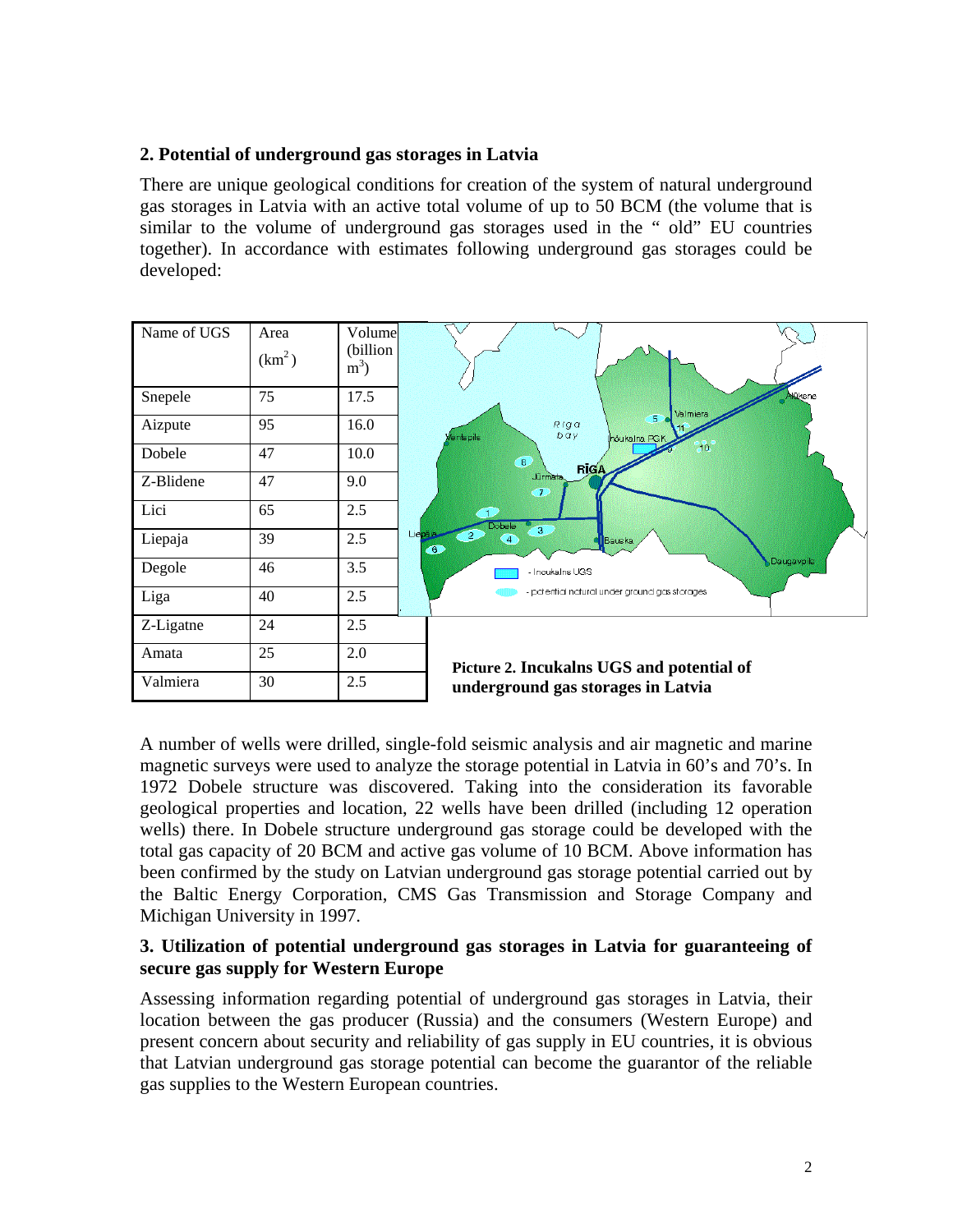## 2. Potential of underground gas storages in Latvia

There are unique geological conditions for creation of the system of natural underground gas storages in Latvia with an active total volume of up to 50 BCM (the volume that is similar to the volume of underground gas storages used in the " old" EU countries together). In accordance with estimates following underground gas storages could be developed:

| Name of UGS | Area ($km^2$) | Volume (billion $m^3$) |
|---|---|---|
| Snepele | 75 | 17.5 |
| Aizpute | 95 | 16.0 |
| Dobele | 47 | 10.0 |
| Z-Blidene | 47 | 9.0 |
| Lici | 65 | 2.5 |
| Liepaja | 39 | 2.5 |
| Degole | 46 | 3.5 |
| Liga | 40 | 2.5 |
| Z-Ligatne | 24 | 2.5 |
| Amata | 25 | 2.0 |
| Valmiera | 30 | 2.5 |

**Picture 2. Incukalns UGS and potential of underground gas storages in Latvia**

A number of wells were drilled, single-fold seismic analysis and air magnetic and marine magnetic surveys were used to analyze the storage potential in Latvia in 60's and 70's. In 1972 Dobele structure was discovered. Taking into the consideration its favorable geological properties and location, 22 wells have been drilled (including 12 operation wells) there. In Dobele structure underground gas storage could be developed with the total gas capacity of 20 BCM and active gas volume of 10 BCM. Above information has been confirmed by the study on Latvian underground gas storage potential carried out by the Baltic Energy Corporation, CMS Gas Transmission and Storage Company and Michigan University in 1997.

## 3. Utilization of potential underground gas storages in Latvia for guaranteeing of secure gas supply for Western Europe

Assessing information regarding potential of underground gas storages in Latvia, their location between the gas producer (Russia) and the consumers (Western Europe) and present concern about security and reliability of gas supply in EU countries, it is obvious that Latvian underground gas storage potential can become the guarantor of the reliable gas supplies to the Western European countries.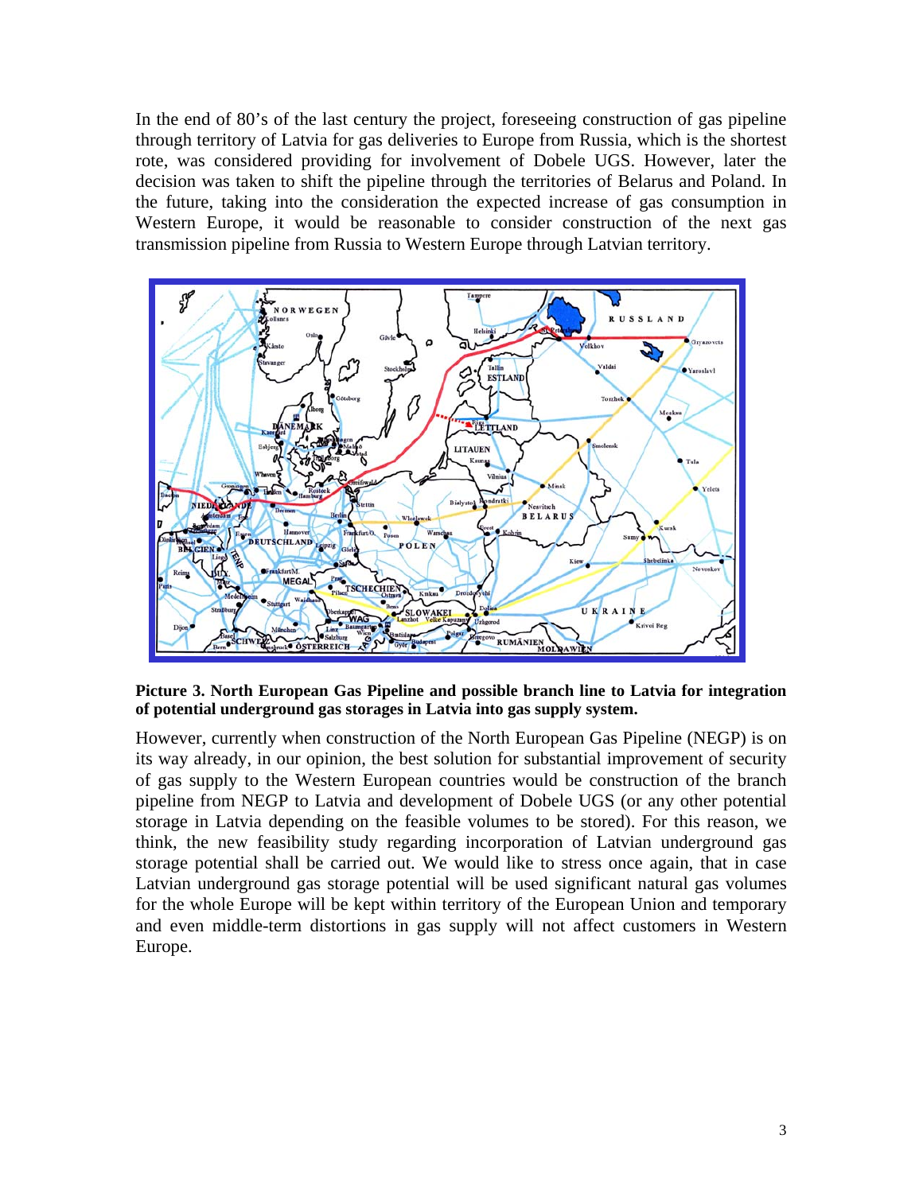In the end of 80's of the last century the project, foreseeing construction of gas pipeline through territory of Latvia for gas deliveries to Europe from Russia, which is the shortest rote, was considered providing for involvement of Dobele UGS. However, later the decision was taken to shift the pipeline through the territories of Belarus and Poland. In the future, taking into the consideration the expected increase of gas consumption in Western Europe, it would be reasonable to consider construction of the next gas transmission pipeline from Russia to Western Europe through Latvian territory.

**Picture 3. North European Gas Pipeline and possible branch line to Latvia for integration of potential underground gas storages in Latvia into gas supply system.**

However, currently when construction of the North European Gas Pipeline (NEGP) is on its way already, in our opinion, the best solution for substantial improvement of security of gas supply to the Western European countries would be construction of the branch pipeline from NEGP to Latvia and development of Dobele UGS (or any other potential storage in Latvia depending on the feasible volumes to be stored). For this reason, we think, the new feasibility study regarding incorporation of Latvian underground gas storage potential shall be carried out. We would like to stress once again, that in case Latvian underground gas storage potential will be used significant natural gas volumes for the whole Europe will be kept within territory of the European Union and temporary and even middle-term distortions in gas supply will not affect customers in Western Europe.